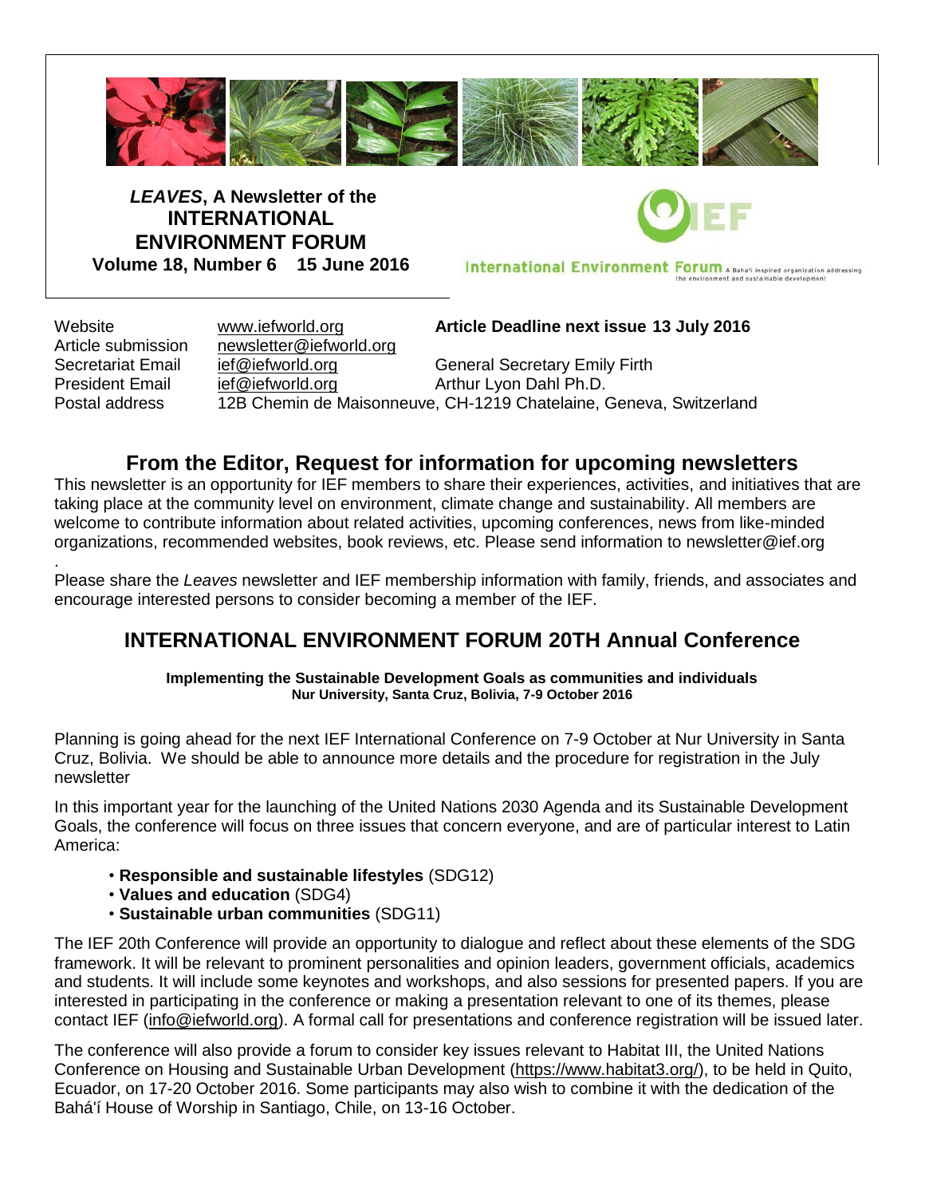***LEAVES*, A Newsletter of the INTERNATIONAL ENVIRONMENT FORUM**
**Volume 18, Number 6 15 June 2016**

International Environment Forum A Bahá'í inspired organization addressing the environment and sustainable development

| | | |
|---|---|---|
| Website | www.iefworld.org | **Article Deadline next issue 13 July 2016** |
| Article submission | newsletter@iefworld.org | |
| Secretariat Email | ief@iefworld.org | General Secretary Emily Firth |
| President Email | ief@iefworld.org | Arthur Lyon Dahl Ph.D. |
| Postal address | 12B Chemin de Maisonneuve, CH-1219 Chatelaine, Geneva, Switzerland | |

## From the Editor, Request for information for upcoming newsletters

This newsletter is an opportunity for IEF members to share their experiences, activities, and initiatives that are taking place at the community level on environment, climate change and sustainability. All members are welcome to contribute information about related activities, upcoming conferences, news from like-minded organizations, recommended websites, book reviews, etc. Please send information to newsletter@ief.org
.

Please share the *Leaves* newsletter and IEF membership information with family, friends, and associates and encourage interested persons to consider becoming a member of the IEF.

## INTERNATIONAL ENVIRONMENT FORUM 20TH Annual Conference

**Implementing the Sustainable Development Goals as communities and individuals**
**Nur University, Santa Cruz, Bolivia, 7-9 October 2016**

Planning is going ahead for the next IEF International Conference on 7-9 October at Nur University in Santa Cruz, Bolivia. We should be able to announce more details and the procedure for registration in the July newsletter

In this important year for the launching of the United Nations 2030 Agenda and its Sustainable Development Goals, the conference will focus on three issues that concern everyone, and are of particular interest to Latin America:

- **Responsible and sustainable lifestyles** (SDG12)
- **Values and education** (SDG4)
- **Sustainable urban communities** (SDG11)

The IEF 20th Conference will provide an opportunity to dialogue and reflect about these elements of the SDG framework. It will be relevant to prominent personalities and opinion leaders, government officials, academics and students. It will include some keynotes and workshops, and also sessions for presented papers. If you are interested in participating in the conference or making a presentation relevant to one of its themes, please contact IEF (info@iefworld.org). A formal call for presentations and conference registration will be issued later.

The conference will also provide a forum to consider key issues relevant to Habitat III, the United Nations Conference on Housing and Sustainable Urban Development (https://www.habitat3.org/), to be held in Quito, Ecuador, on 17-20 October 2016. Some participants may also wish to combine it with the dedication of the Bahá'í House of Worship in Santiago, Chile, on 13-16 October.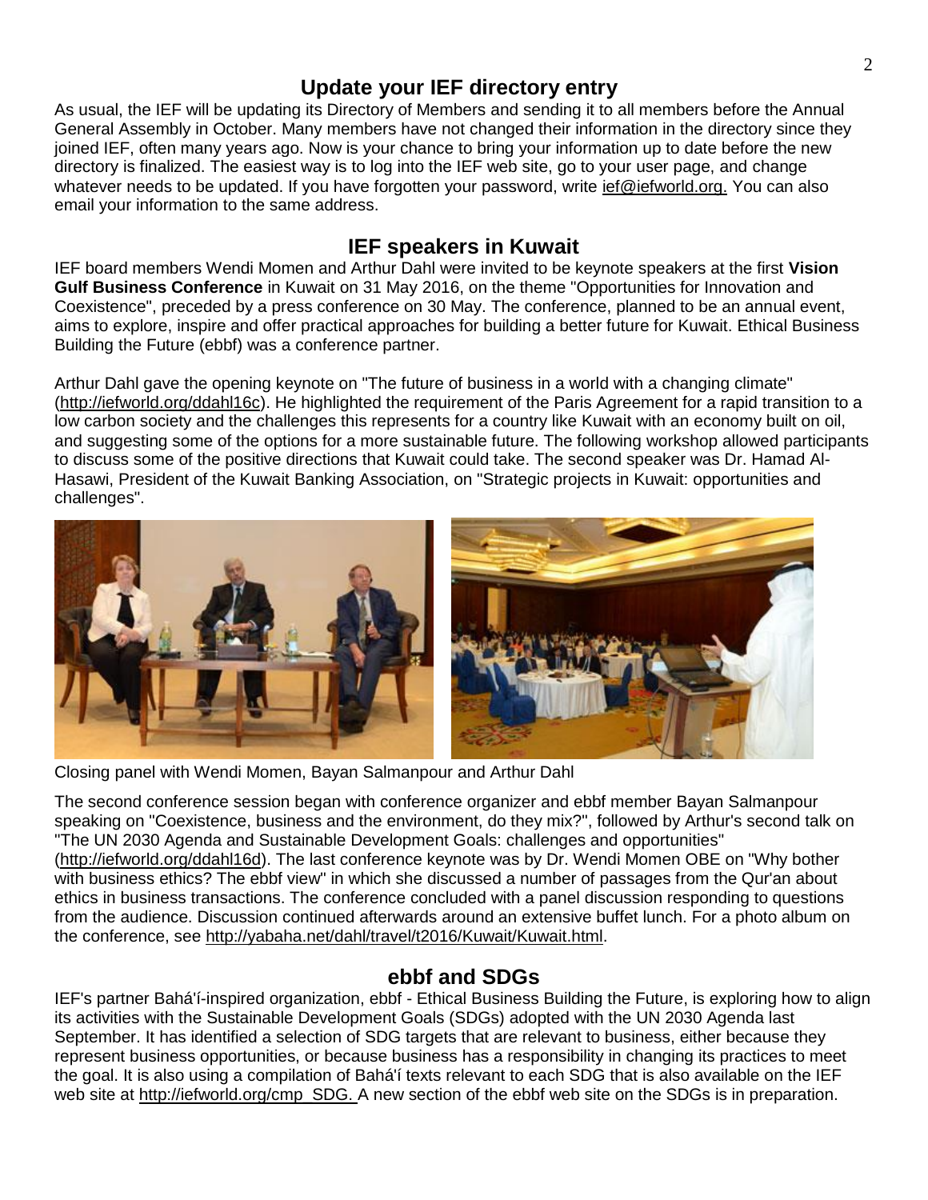## Update your IEF directory entry

As usual, the IEF will be updating its Directory of Members and sending it to all members before the Annual General Assembly in October. Many members have not changed their information in the directory since they joined IEF, often many years ago. Now is your chance to bring your information up to date before the new directory is finalized. The easiest way is to log into the IEF web site, go to your user page, and change whatever needs to be updated. If you have forgotten your password, write ief@iefworld.org. You can also email your information to the same address.

## IEF speakers in Kuwait

IEF board members Wendi Momen and Arthur Dahl were invited to be keynote speakers at the first **Vision Gulf Business Conference** in Kuwait on 31 May 2016, on the theme "Opportunities for Innovation and Coexistence", preceded by a press conference on 30 May. The conference, planned to be an annual event, aims to explore, inspire and offer practical approaches for building a better future for Kuwait. Ethical Business Building the Future (ebbf) was a conference partner.

Arthur Dahl gave the opening keynote on "The future of business in a world with a changing climate" (http://iefworld.org/ddahl16c). He highlighted the requirement of the Paris Agreement for a rapid transition to a low carbon society and the challenges this represents for a country like Kuwait with an economy built on oil, and suggesting some of the options for a more sustainable future. The following workshop allowed participants to discuss some of the positive directions that Kuwait could take. The second speaker was Dr. Hamad Al-Hasawi, President of the Kuwait Banking Association, on "Strategic projects in Kuwait: opportunities and challenges".

Closing panel with Wendi Momen, Bayan Salmanpour and Arthur Dahl

The second conference session began with conference organizer and ebbf member Bayan Salmanpour speaking on "Coexistence, business and the environment, do they mix?", followed by Arthur's second talk on "The UN 2030 Agenda and Sustainable Development Goals: challenges and opportunities" (http://iefworld.org/ddahl16d). The last conference keynote was by Dr. Wendi Momen OBE on "Why bother with business ethics? The ebbf view" in which she discussed a number of passages from the Qur'an about ethics in business transactions. The conference concluded with a panel discussion responding to questions from the audience. Discussion continued afterwards around an extensive buffet lunch. For a photo album on the conference, see http://yabaha.net/dahl/travel/t2016/Kuwait/Kuwait.html.

## ebbf and SDGs

IEF's partner Bahá'í-inspired organization, ebbf - Ethical Business Building the Future, is exploring how to align its activities with the Sustainable Development Goals (SDGs) adopted with the UN 2030 Agenda last September. It has identified a selection of SDG targets that are relevant to business, either because they represent business opportunities, or because business has a responsibility in changing its practices to meet the goal. It is also using a compilation of Bahá'í texts relevant to each SDG that is also available on the IEF web site at http://iefworld.org/cmp_SDG. A new section of the ebbf web site on the SDGs is in preparation.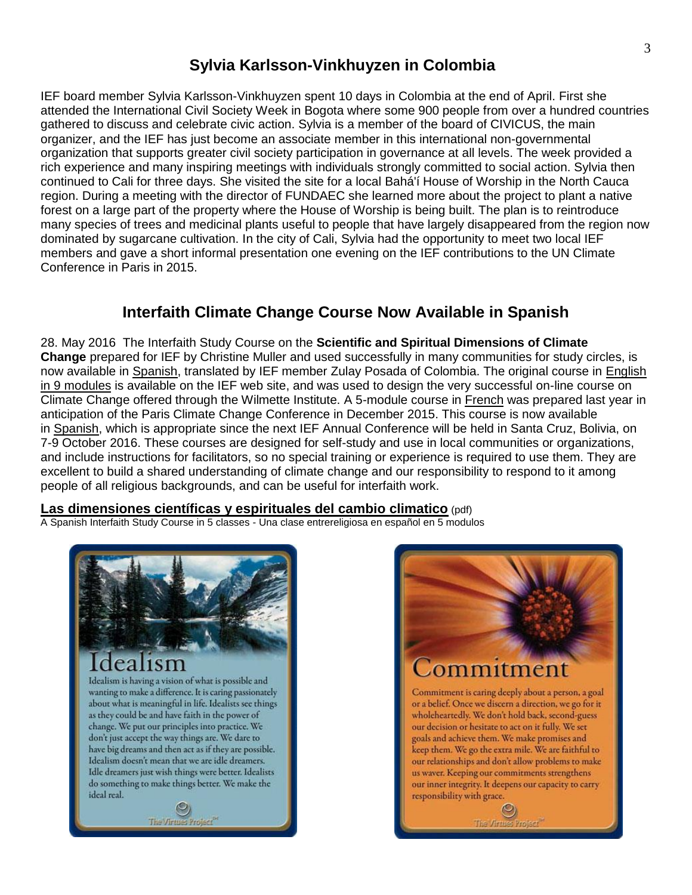## Sylvia Karlsson-Vinkhuyzen in Colombia

IEF board member Sylvia Karlsson-Vinkhuyzen spent 10 days in Colombia at the end of April. First she attended the International Civil Society Week in Bogota where some 900 people from over a hundred countries gathered to discuss and celebrate civic action. Sylvia is a member of the board of CIVICUS, the main organizer, and the IEF has just become an associate member in this international non-governmental organization that supports greater civil society participation in governance at all levels. The week provided a rich experience and many inspiring meetings with individuals strongly committed to social action. Sylvia then continued to Cali for three days. She visited the site for a local Bahá'í House of Worship in the North Cauca region. During a meeting with the director of FUNDAEC she learned more about the project to plant a native forest on a large part of the property where the House of Worship is being built. The plan is to reintroduce many species of trees and medicinal plants useful to people that have largely disappeared from the region now dominated by sugarcane cultivation. In the city of Cali, Sylvia had the opportunity to meet two local IEF members and gave a short informal presentation one evening on the IEF contributions to the UN Climate Conference in Paris in 2015.

## Interfaith Climate Change Course Now Available in Spanish

28. May 2016 The Interfaith Study Course on the **Scientific and Spiritual Dimensions of Climate Change** prepared for IEF by Christine Muller and used successfully in many communities for study circles, is now available in Spanish, translated by IEF member Zulay Posada of Colombia. The original course in English in 9 modules is available on the IEF web site, and was used to design the very successful on-line course on Climate Change offered through the Wilmette Institute. A 5-module course in French was prepared last year in anticipation of the Paris Climate Change Conference in December 2015. This course is now available in Spanish, which is appropriate since the next IEF Annual Conference will be held in Santa Cruz, Bolivia, on 7-9 October 2016. These courses are designed for self-study and use in local communities or organizations, and include instructions for facilitators, so no special training or experience is required to use them. They are excellent to build a shared understanding of climate change and our responsibility to respond to it among people of all religious backgrounds, and can be useful for interfaith work.

**Las dimensiones científicas y espirituales del cambio climatico** (pdf)
A Spanish Interfaith Study Course in 5 classes - Una clase entrereligiosa en español en 5 modulos

### Idealism

Idealism is having a vision of what is possible and wanting to make a difference. It is caring passionately about what is meaningful in life. Idealists see things as they could be and have faith in the power of change. We put our principles into practice. We don't just accept the way things are. We dare to have big dreams and then act as if they are possible. Idealism doesn't mean that we are idle dreamers. Idle dreamers just wish things were better. Idealists do something to make things better. We make the ideal real.

The Virtues Project™

### Commitment

Commitment is caring deeply about a person, a goal or a belief. Once we discern a direction, we go for it wholeheartedly. We don't hold back, second-guess our decision or hesitate to act on it fully. We set goals and achieve them. We make promises and keep them. We go the extra mile. We are faithful to our relationships and don't allow problems to make us waver. Keeping our commitments strengthens our inner integrity. It deepens our capacity to carry responsibility with grace.

The Virtues Project™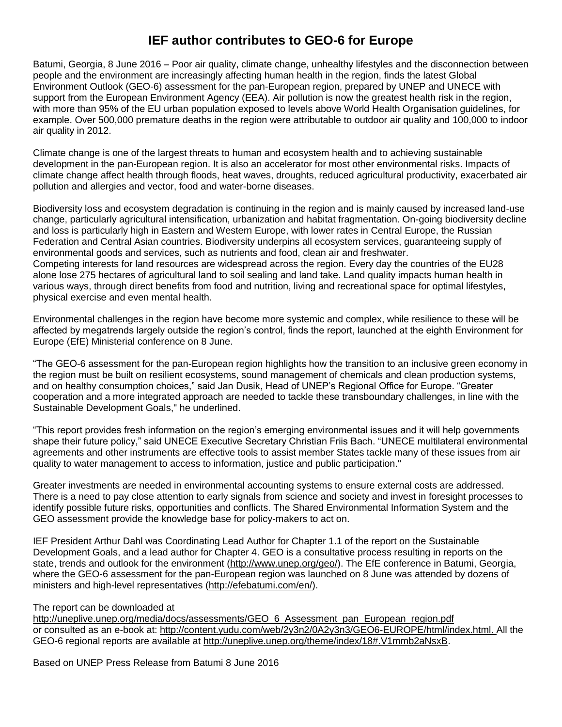# IEF author contributes to GEO-6 for Europe

Batumi, Georgia, 8 June 2016 – Poor air quality, climate change, unhealthy lifestyles and the disconnection between people and the environment are increasingly affecting human health in the region, finds the latest Global Environment Outlook (GEO-6) assessment for the pan-European region, prepared by UNEP and UNECE with support from the European Environment Agency (EEA). Air pollution is now the greatest health risk in the region, with more than 95% of the EU urban population exposed to levels above World Health Organisation guidelines, for example. Over 500,000 premature deaths in the region were attributable to outdoor air quality and 100,000 to indoor air quality in 2012.

Climate change is one of the largest threats to human and ecosystem health and to achieving sustainable development in the pan-European region. It is also an accelerator for most other environmental risks. Impacts of climate change affect health through floods, heat waves, droughts, reduced agricultural productivity, exacerbated air pollution and allergies and vector, food and water-borne diseases.

Biodiversity loss and ecosystem degradation is continuing in the region and is mainly caused by increased land-use change, particularly agricultural intensification, urbanization and habitat fragmentation. On-going biodiversity decline and loss is particularly high in Eastern and Western Europe, with lower rates in Central Europe, the Russian Federation and Central Asian countries. Biodiversity underpins all ecosystem services, guaranteeing supply of environmental goods and services, such as nutrients and food, clean air and freshwater.
Competing interests for land resources are widespread across the region. Every day the countries of the EU28 alone lose 275 hectares of agricultural land to soil sealing and land take. Land quality impacts human health in various ways, through direct benefits from food and nutrition, living and recreational space for optimal lifestyles, physical exercise and even mental health.

Environmental challenges in the region have become more systemic and complex, while resilience to these will be affected by megatrends largely outside the region's control, finds the report, launched at the eighth Environment for Europe (EfE) Ministerial conference on 8 June.

"The GEO-6 assessment for the pan-European region highlights how the transition to an inclusive green economy in the region must be built on resilient ecosystems, sound management of chemicals and clean production systems, and on healthy consumption choices," said Jan Dusik, Head of UNEP's Regional Office for Europe. "Greater cooperation and a more integrated approach are needed to tackle these transboundary challenges, in line with the Sustainable Development Goals," he underlined.

"This report provides fresh information on the region's emerging environmental issues and it will help governments shape their future policy," said UNECE Executive Secretary Christian Friis Bach. "UNECE multilateral environmental agreements and other instruments are effective tools to assist member States tackle many of these issues from air quality to water management to access to information, justice and public participation."

Greater investments are needed in environmental accounting systems to ensure external costs are addressed. There is a need to pay close attention to early signals from science and society and invest in foresight processes to identify possible future risks, opportunities and conflicts. The Shared Environmental Information System and the GEO assessment provide the knowledge base for policy-makers to act on.

IEF President Arthur Dahl was Coordinating Lead Author for Chapter 1.1 of the report on the Sustainable Development Goals, and a lead author for Chapter 4. GEO is a consultative process resulting in reports on the state, trends and outlook for the environment (http://www.unep.org/geo/). The EfE conference in Batumi, Georgia, where the GEO-6 assessment for the pan-European region was launched on 8 June was attended by dozens of ministers and high-level representatives (http://efebatumi.com/en/).

The report can be downloaded at
http://uneplive.unep.org/media/docs/assessments/GEO_6_Assessment_pan_European_region.pdf
or consulted as an e-book at: http://content.yudu.com/web/2y3n2/0A2y3n3/GEO6-EUROPE/html/index.html. All the GEO-6 regional reports are available at http://uneplive.unep.org/theme/index/18#.V1mmb2aNsxB.

Based on UNEP Press Release from Batumi 8 June 2016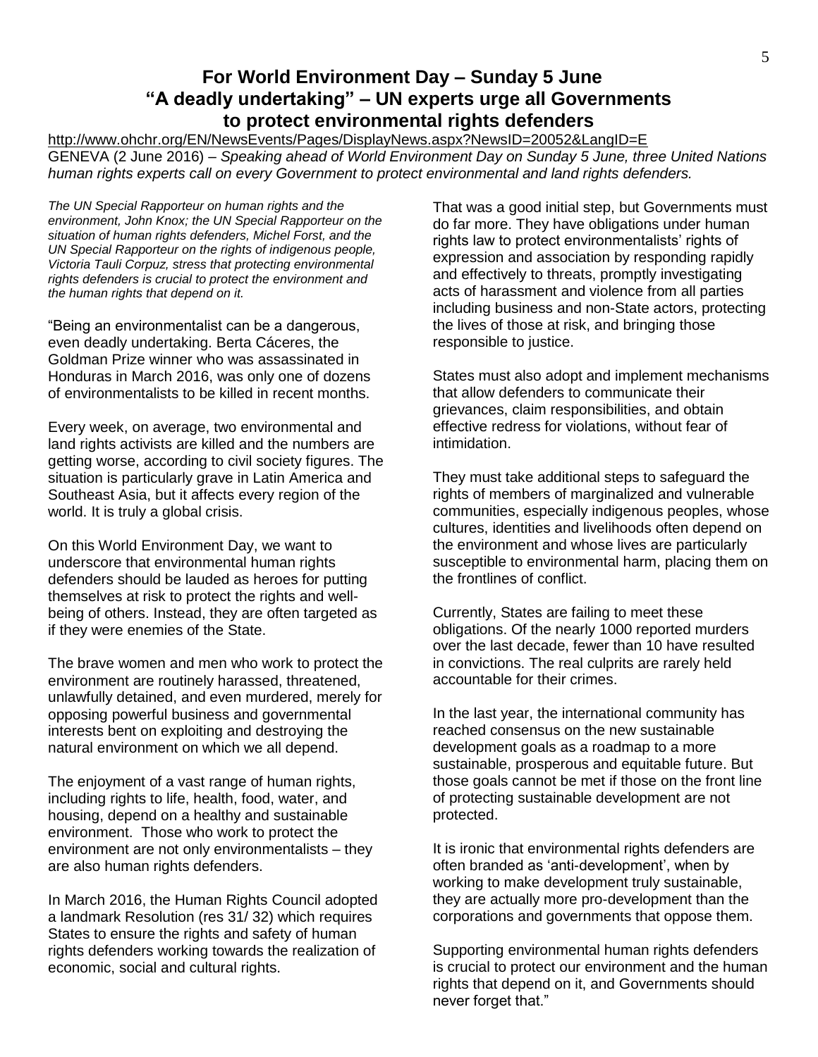## For World Environment Day – Sunday 5 June
## "A deadly undertaking" – UN experts urge all Governments to protect environmental rights defenders

http://www.ohchr.org/EN/NewsEvents/Pages/DisplayNews.aspx?NewsID=20052&LangID=E

GENEVA (2 June 2016) – *Speaking ahead of World Environment Day on Sunday 5 June, three United Nations human rights experts call on every Government to protect environmental and land rights defenders.*

*The UN Special Rapporteur on human rights and the environment, John Knox; the UN Special Rapporteur on the situation of human rights defenders, Michel Forst, and the UN Special Rapporteur on the rights of indigenous people, Victoria Tauli Corpuz, stress that protecting environmental rights defenders is crucial to protect the environment and the human rights that depend on it.*

"Being an environmentalist can be a dangerous, even deadly undertaking. Berta Cáceres, the Goldman Prize winner who was assassinated in Honduras in March 2016, was only one of dozens of environmentalists to be killed in recent months.

Every week, on average, two environmental and land rights activists are killed and the numbers are getting worse, according to civil society figures. The situation is particularly grave in Latin America and Southeast Asia, but it affects every region of the world. It is truly a global crisis.

On this World Environment Day, we want to underscore that environmental human rights defenders should be lauded as heroes for putting themselves at risk to protect the rights and well-being of others. Instead, they are often targeted as if they were enemies of the State.

The brave women and men who work to protect the environment are routinely harassed, threatened, unlawfully detained, and even murdered, merely for opposing powerful business and governmental interests bent on exploiting and destroying the natural environment on which we all depend.

The enjoyment of a vast range of human rights, including rights to life, health, food, water, and housing, depend on a healthy and sustainable environment. Those who work to protect the environment are not only environmentalists – they are also human rights defenders.

In March 2016, the Human Rights Council adopted a landmark Resolution (res 31/ 32) which requires States to ensure the rights and safety of human rights defenders working towards the realization of economic, social and cultural rights.

That was a good initial step, but Governments must do far more. They have obligations under human rights law to protect environmentalists' rights of expression and association by responding rapidly and effectively to threats, promptly investigating acts of harassment and violence from all parties including business and non-State actors, protecting the lives of those at risk, and bringing those responsible to justice.

States must also adopt and implement mechanisms that allow defenders to communicate their grievances, claim responsibilities, and obtain effective redress for violations, without fear of intimidation.

They must take additional steps to safeguard the rights of members of marginalized and vulnerable communities, especially indigenous peoples, whose cultures, identities and livelihoods often depend on the environment and whose lives are particularly susceptible to environmental harm, placing them on the frontlines of conflict.

Currently, States are failing to meet these obligations. Of the nearly 1000 reported murders over the last decade, fewer than 10 have resulted in convictions. The real culprits are rarely held accountable for their crimes.

In the last year, the international community has reached consensus on the new sustainable development goals as a roadmap to a more sustainable, prosperous and equitable future. But those goals cannot be met if those on the front line of protecting sustainable development are not protected.

It is ironic that environmental rights defenders are often branded as 'anti-development', when by working to make development truly sustainable, they are actually more pro-development than the corporations and governments that oppose them.

Supporting environmental human rights defenders is crucial to protect our environment and the human rights that depend on it, and Governments should never forget that."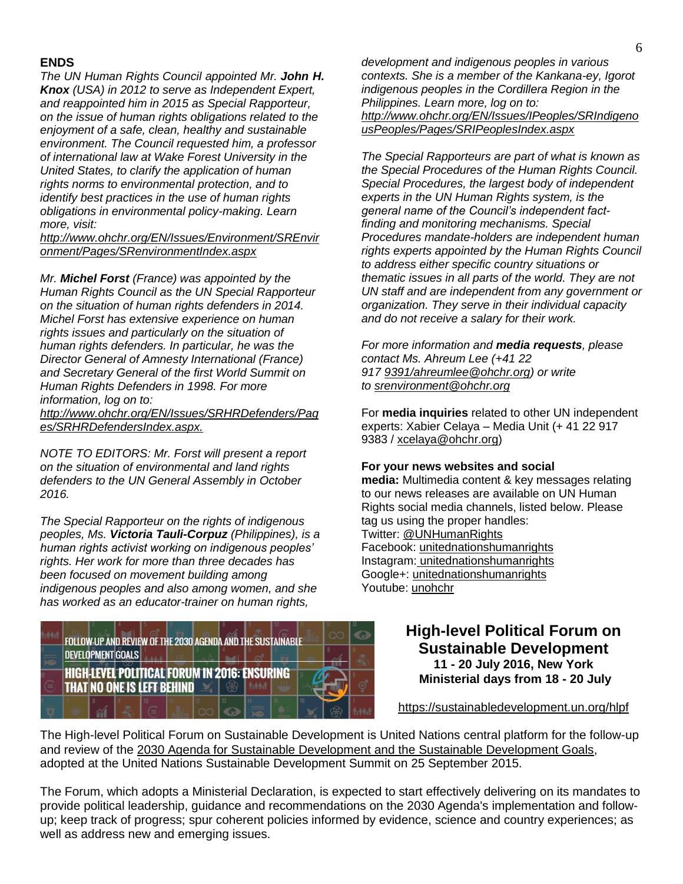**ENDS**

*The UN Human Rights Council appointed Mr. **John H. Knox** (USA) in 2012 to serve as Independent Expert, and reappointed him in 2015 as Special Rapporteur, on the issue of human rights obligations related to the enjoyment of a safe, clean, healthy and sustainable environment. The Council requested him, a professor of international law at Wake Forest University in the United States, to clarify the application of human rights norms to environmental protection, and to identify best practices in the use of human rights obligations in environmental policy-making. Learn more, visit: http://www.ohchr.org/EN/Issues/Environment/SREnvironment/Pages/SRenvironmentIndex.aspx*

*Mr. **Michel Forst** (France) was appointed by the Human Rights Council as the UN Special Rapporteur on the situation of human rights defenders in 2014. Michel Forst has extensive experience on human rights issues and particularly on the situation of human rights defenders. In particular, he was the Director General of Amnesty International (France) and Secretary General of the first World Summit on Human Rights Defenders in 1998. For more information, log on to: http://www.ohchr.org/EN/Issues/SRHRDefenders/Pages/SRHRDefendersIndex.aspx.*

*NOTE TO EDITORS: Mr. Forst will present a report on the situation of environmental and land rights defenders to the UN General Assembly in October 2016.*

*The Special Rapporteur on the rights of indigenous peoples, Ms. **Victoria Tauli-Corpuz** (Philippines), is a human rights activist working on indigenous peoples' rights. Her work for more than three decades has been focused on movement building among indigenous peoples and also among women, and she has worked as an educator-trainer on human rights, development and indigenous peoples in various contexts. She is a member of the Kankana-ey, Igorot indigenous peoples in the Cordillera Region in the Philippines. Learn more, log on to: http://www.ohchr.org/EN/Issues/IPeoples/SRIndigenousPeoples/Pages/SRIPeoplesIndex.aspx*

*The Special Rapporteurs are part of what is known as the Special Procedures of the Human Rights Council. Special Procedures, the largest body of independent experts in the UN Human Rights system, is the general name of the Council's independent fact-finding and monitoring mechanisms. Special Procedures mandate-holders are independent human rights experts appointed by the Human Rights Council to address either specific country situations or thematic issues in all parts of the world. They are not UN staff and are independent from any government or organization. They serve in their individual capacity and do not receive a salary for their work.*

*For more information and **media requests**, please contact Ms. Ahreum Lee (+41 22 917 9391/ahreumlee@ohchr.org) or write to srenvironment@ohchr.org*

For **media inquiries** related to other UN independent experts: Xabier Celaya – Media Unit (+ 41 22 917 9383 / xcelaya@ohchr.org)

**For your news websites and social media:** Multimedia content & key messages relating to our news releases are available on UN Human Rights social media channels, listed below. Please tag us using the proper handles:
Twitter: @UNHumanRights
Facebook: unitednationshumanrights
Instagram: unitednationshumanrights
Google+: unitednationshumanrights
Youtube: unohchr

FOLLOW-UP AND REVIEW OF THE 2030 AGENDA AND THE SUSTAINABLE DEVELOPMENT GOALS
HIGH-LEVEL POLITICAL FORUM IN 2016: ENSURING THAT NO ONE IS LEFT BEHIND

## High-level Political Forum on Sustainable Development

**11 - 20 July 2016, New York**
**Ministerial days from 18 - 20 July**

https://sustainabledevelopment.un.org/hlpf

The High-level Political Forum on Sustainable Development is United Nations central platform for the follow-up and review of the 2030 Agenda for Sustainable Development and the Sustainable Development Goals, adopted at the United Nations Sustainable Development Summit on 25 September 2015.

The Forum, which adopts a Ministerial Declaration, is expected to start effectively delivering on its mandates to provide political leadership, guidance and recommendations on the 2030 Agenda's implementation and follow-up; keep track of progress; spur coherent policies informed by evidence, science and country experiences; as well as address new and emerging issues.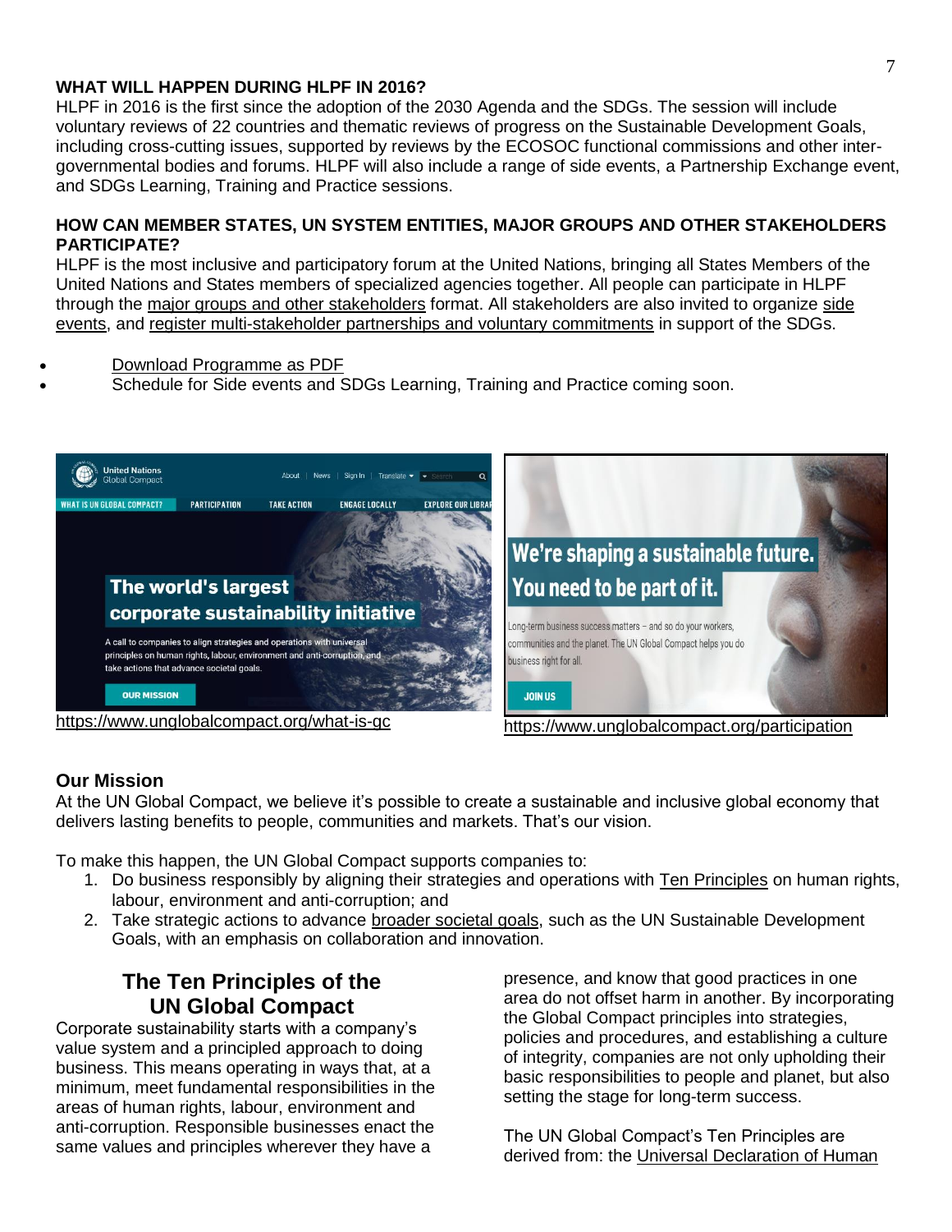**WHAT WILL HAPPEN DURING HLPF IN 2016?**

HLPF in 2016 is the first since the adoption of the 2030 Agenda and the SDGs. The session will include voluntary reviews of 22 countries and thematic reviews of progress on the Sustainable Development Goals, including cross-cutting issues, supported by reviews by the ECOSOC functional commissions and other inter-governmental bodies and forums. HLPF will also include a range of side events, a Partnership Exchange event, and SDGs Learning, Training and Practice sessions.

**HOW CAN MEMBER STATES, UN SYSTEM ENTITIES, MAJOR GROUPS AND OTHER STAKEHOLDERS PARTICIPATE?**

HLPF is the most inclusive and participatory forum at the United Nations, bringing all States Members of the United Nations and States members of specialized agencies together. All people can participate in HLPF through the major groups and other stakeholders format. All stakeholders are also invited to organize side events, and register multi-stakeholder partnerships and voluntary commitments in support of the SDGs.

- Download Programme as PDF
- Schedule for Side events and SDGs Learning, Training and Practice coming soon.

https://www.unglobalcompact.org/what-is-gc

https://www.unglobalcompact.org/participation

## Our Mission

At the UN Global Compact, we believe it's possible to create a sustainable and inclusive global economy that delivers lasting benefits to people, communities and markets. That's our vision.

To make this happen, the UN Global Compact supports companies to:

1. Do business responsibly by aligning their strategies and operations with Ten Principles on human rights, labour, environment and anti-corruption; and
2. Take strategic actions to advance broader societal goals, such as the UN Sustainable Development Goals, with an emphasis on collaboration and innovation.

## The Ten Principles of the UN Global Compact

Corporate sustainability starts with a company's value system and a principled approach to doing business. This means operating in ways that, at a minimum, meet fundamental responsibilities in the areas of human rights, labour, environment and anti-corruption. Responsible businesses enact the same values and principles wherever they have a presence, and know that good practices in one area do not offset harm in another. By incorporating the Global Compact principles into strategies, policies and procedures, and establishing a culture of integrity, companies are not only upholding their basic responsibilities to people and planet, but also setting the stage for long-term success.

The UN Global Compact's Ten Principles are derived from: the Universal Declaration of Human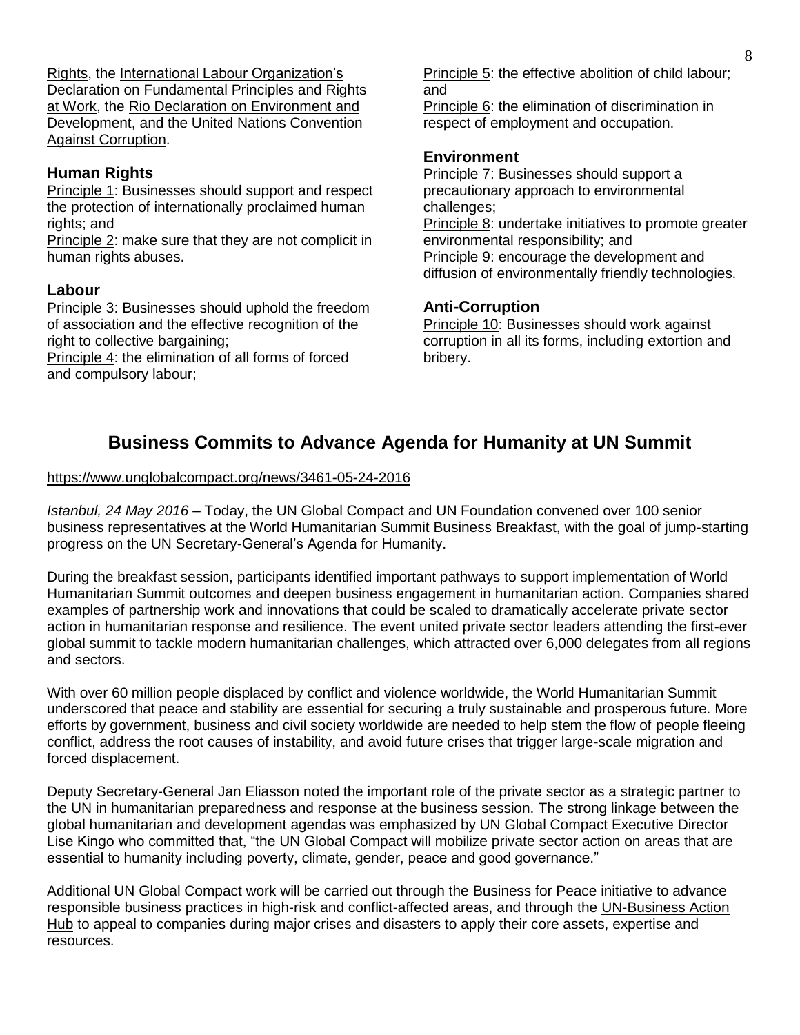Rights, the International Labour Organization's Declaration on Fundamental Principles and Rights at Work, the Rio Declaration on Environment and Development, and the United Nations Convention Against Corruption.

### Human Rights

Principle 1: Businesses should support and respect the protection of internationally proclaimed human rights; and

Principle 2: make sure that they are not complicit in human rights abuses.

### Labour

Principle 3: Businesses should uphold the freedom of association and the effective recognition of the right to collective bargaining;

Principle 4: the elimination of all forms of forced and compulsory labour;

Principle 5: the effective abolition of child labour; and

Principle 6: the elimination of discrimination in respect of employment and occupation.

### Environment

Principle 7: Businesses should support a precautionary approach to environmental challenges;

Principle 8: undertake initiatives to promote greater environmental responsibility; and

Principle 9: encourage the development and diffusion of environmentally friendly technologies.

### Anti-Corruption

Principle 10: Businesses should work against corruption in all its forms, including extortion and bribery.

## Business Commits to Advance Agenda for Humanity at UN Summit

https://www.unglobalcompact.org/news/3461-05-24-2016

*Istanbul, 24 May 2016* – Today, the UN Global Compact and UN Foundation convened over 100 senior business representatives at the World Humanitarian Summit Business Breakfast, with the goal of jump-starting progress on the UN Secretary-General's Agenda for Humanity.

During the breakfast session, participants identified important pathways to support implementation of World Humanitarian Summit outcomes and deepen business engagement in humanitarian action. Companies shared examples of partnership work and innovations that could be scaled to dramatically accelerate private sector action in humanitarian response and resilience. The event united private sector leaders attending the first-ever global summit to tackle modern humanitarian challenges, which attracted over 6,000 delegates from all regions and sectors.

With over 60 million people displaced by conflict and violence worldwide, the World Humanitarian Summit underscored that peace and stability are essential for securing a truly sustainable and prosperous future. More efforts by government, business and civil society worldwide are needed to help stem the flow of people fleeing conflict, address the root causes of instability, and avoid future crises that trigger large-scale migration and forced displacement.

Deputy Secretary-General Jan Eliasson noted the important role of the private sector as a strategic partner to the UN in humanitarian preparedness and response at the business session. The strong linkage between the global humanitarian and development agendas was emphasized by UN Global Compact Executive Director Lise Kingo who committed that, "the UN Global Compact will mobilize private sector action on areas that are essential to humanity including poverty, climate, gender, peace and good governance."

Additional UN Global Compact work will be carried out through the Business for Peace initiative to advance responsible business practices in high-risk and conflict-affected areas, and through the UN-Business Action Hub to appeal to companies during major crises and disasters to apply their core assets, expertise and resources.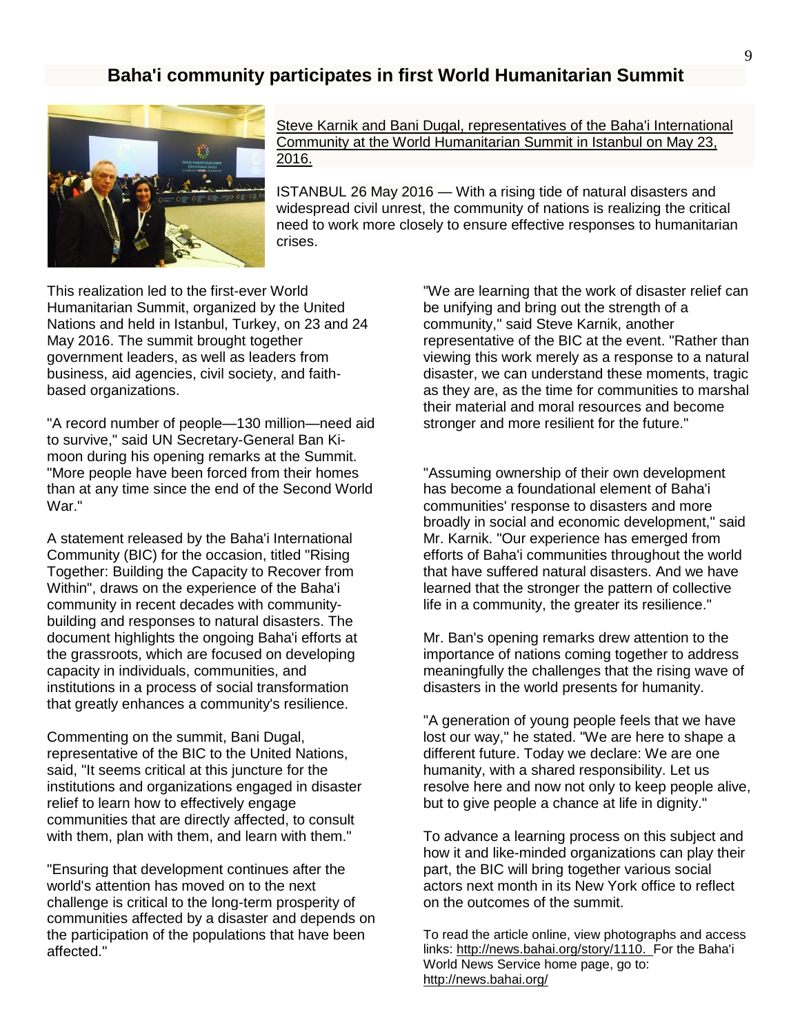## Baha'i community participates in first World Humanitarian Summit

Steve Karnik and Bani Dugal, representatives of the Baha'i International Community at the World Humanitarian Summit in Istanbul on May 23, 2016.

ISTANBUL 26 May 2016 — With a rising tide of natural disasters and widespread civil unrest, the community of nations is realizing the critical need to work more closely to ensure effective responses to humanitarian crises.

This realization led to the first-ever World Humanitarian Summit, organized by the United Nations and held in Istanbul, Turkey, on 23 and 24 May 2016. The summit brought together government leaders, as well as leaders from business, aid agencies, civil society, and faith-based organizations.

"A record number of people—130 million—need aid to survive," said UN Secretary-General Ban Ki-moon during his opening remarks at the Summit. "More people have been forced from their homes than at any time since the end of the Second World War."

A statement released by the Baha'i International Community (BIC) for the occasion, titled "Rising Together: Building the Capacity to Recover from Within", draws on the experience of the Baha'i community in recent decades with community-building and responses to natural disasters. The document highlights the ongoing Baha'i efforts at the grassroots, which are focused on developing capacity in individuals, communities, and institutions in a process of social transformation that greatly enhances a community's resilience.

Commenting on the summit, Bani Dugal, representative of the BIC to the United Nations, said, "It seems critical at this juncture for the institutions and organizations engaged in disaster relief to learn how to effectively engage communities that are directly affected, to consult with them, plan with them, and learn with them."

"Ensuring that development continues after the world's attention has moved on to the next challenge is critical to the long-term prosperity of communities affected by a disaster and depends on the participation of the populations that have been affected."

"We are learning that the work of disaster relief can be unifying and bring out the strength of a community," said Steve Karnik, another representative of the BIC at the event. "Rather than viewing this work merely as a response to a natural disaster, we can understand these moments, tragic as they are, as the time for communities to marshal their material and moral resources and become stronger and more resilient for the future."

"Assuming ownership of their own development has become a foundational element of Baha'i communities' response to disasters and more broadly in social and economic development," said Mr. Karnik. "Our experience has emerged from efforts of Baha'i communities throughout the world that have suffered natural disasters. And we have learned that the stronger the pattern of collective life in a community, the greater its resilience."

Mr. Ban's opening remarks drew attention to the importance of nations coming together to address meaningfully the challenges that the rising wave of disasters in the world presents for humanity.

"A generation of young people feels that we have lost our way," he stated. "We are here to shape a different future. Today we declare: We are one humanity, with a shared responsibility. Let us resolve here and now not only to keep people alive, but to give people a chance at life in dignity."

To advance a learning process on this subject and how it and like-minded organizations can play their part, the BIC will bring together various social actors next month in its New York office to reflect on the outcomes of the summit.

To read the article online, view photographs and access links: http://news.bahai.org/story/1110. For the Baha'i World News Service home page, go to: http://news.bahai.org/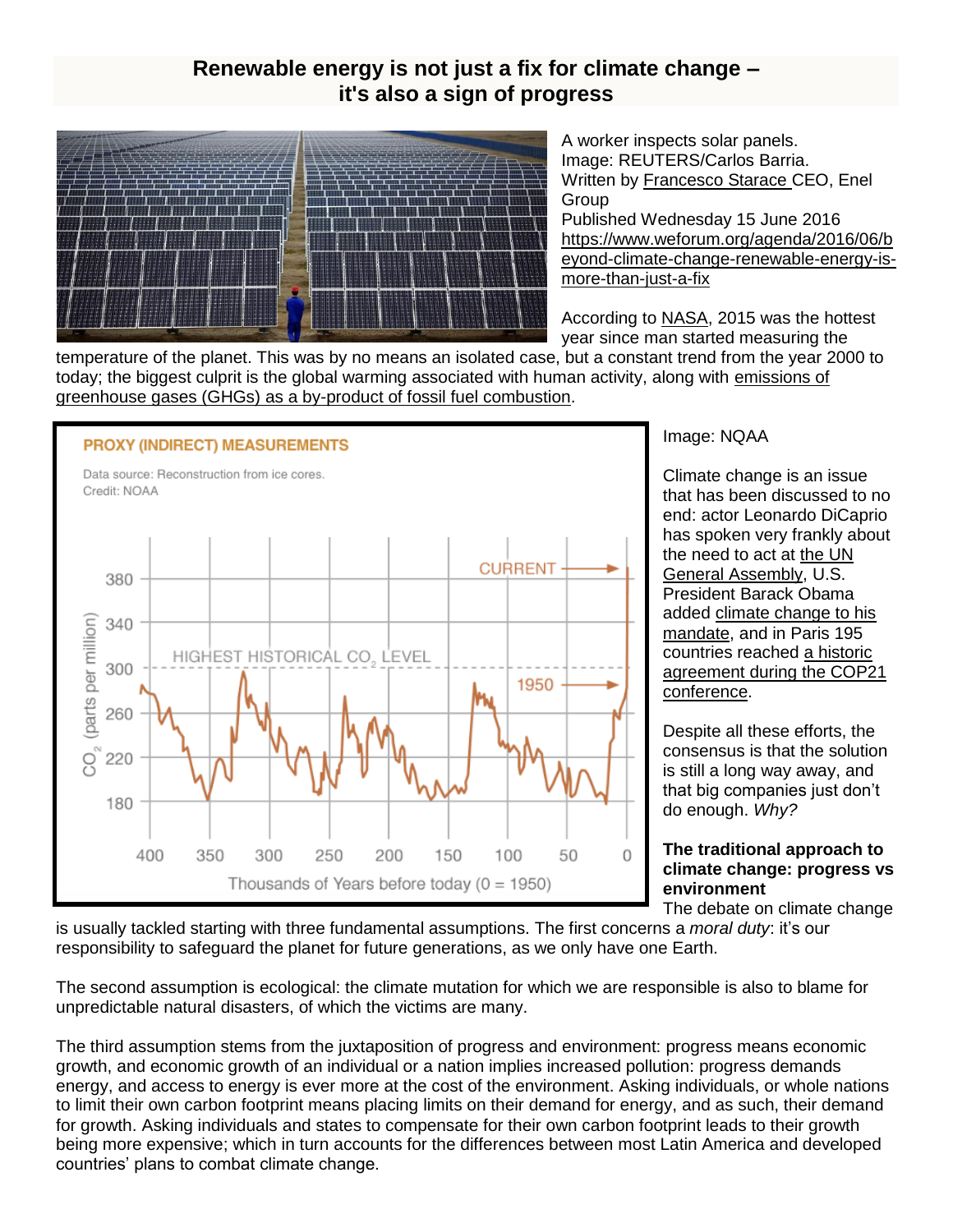## Renewable energy is not just a fix for climate change – it's also a sign of progress

A worker inspects solar panels.
Image: REUTERS/Carlos Barria.
Written by Francesco Starace CEO, Enel Group
Published Wednesday 15 June 2016
https://www.weforum.org/agenda/2016/06/beyond-climate-change-renewable-energy-is-more-than-just-a-fix

According to NASA, 2015 was the hottest year since man started measuring the temperature of the planet. This was by no means an isolated case, but a constant trend from the year 2000 to today; the biggest culprit is the global warming associated with human activity, along with emissions of greenhouse gases (GHGs) as a by-product of fossil fuel combustion.

Image: NQAA

Climate change is an issue that has been discussed to no end: actor Leonardo DiCaprio has spoken very frankly about the need to act at the UN General Assembly, U.S. President Barack Obama added climate change to his mandate, and in Paris 195 countries reached a historic agreement during the COP21 conference.

Despite all these efforts, the consensus is that the solution is still a long way away, and that big companies just don't do enough. *Why?*

**The traditional approach to climate change: progress vs environment**

The debate on climate change is usually tackled starting with three fundamental assumptions. The first concerns a *moral duty*: it's our responsibility to safeguard the planet for future generations, as we only have one Earth.

The second assumption is ecological: the climate mutation for which we are responsible is also to blame for unpredictable natural disasters, of which the victims are many.

The third assumption stems from the juxtaposition of progress and environment: progress means economic growth, and economic growth of an individual or a nation implies increased pollution: progress demands energy, and access to energy is ever more at the cost of the environment. Asking individuals, or whole nations to limit their own carbon footprint means placing limits on their demand for energy, and as such, their demand for growth. Asking individuals and states to compensate for their own carbon footprint leads to their growth being more expensive; which in turn accounts for the differences between most Latin America and developed countries' plans to combat climate change.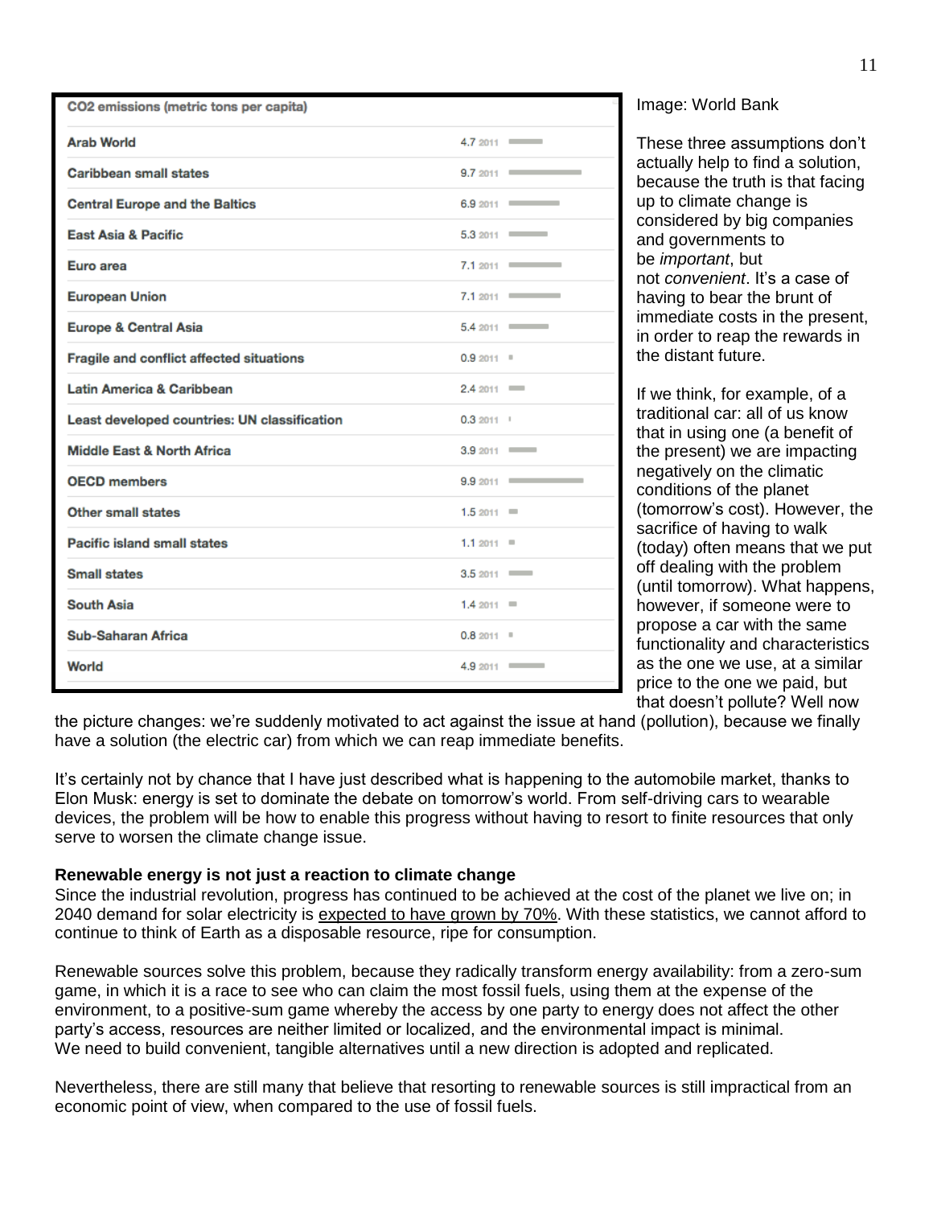| $CO_2$ emissions (metric tons per capita) | |
|---|---|
| Arab World | 4.7 2011 |
| Caribbean small states | 9.7 2011 |
| Central Europe and the Baltics | 6.9 2011 |
| East Asia & Pacific | 5.3 2011 |
| Euro area | 7.1 2011 |
| European Union | 7.1 2011 |
| Europe & Central Asia | 5.4 2011 |
| Fragile and conflict affected situations | 0.9 2011 |
| Latin America & Caribbean | 2.4 2011 |
| Least developed countries: UN classification | 0.3 2011 |
| Middle East & North Africa | 3.9 2011 |
| OECD members | 9.9 2011 |
| Other small states | 1.5 2011 |
| Pacific island small states | 1.1 2011 |
| Small states | 3.5 2011 |
| South Asia | 1.4 2011 |
| Sub-Saharan Africa | 0.8 2011 |
| World | 4.9 2011 |

Image: World Bank

These three assumptions don't actually help to find a solution, because the truth is that facing up to climate change is considered by big companies and governments to be *important*, but not *convenient*. It's a case of having to bear the brunt of immediate costs in the present, in order to reap the rewards in the distant future.

If we think, for example, of a traditional car: all of us know that in using one (a benefit of the present) we are impacting negatively on the climatic conditions of the planet (tomorrow's cost). However, the sacrifice of having to walk (today) often means that we put off dealing with the problem (until tomorrow). What happens, however, if someone were to propose a car with the same functionality and characteristics as the one we use, at a similar price to the one we paid, but that doesn't pollute? Well now the picture changes: we're suddenly motivated to act against the issue at hand (pollution), because we finally have a solution (the electric car) from which we can reap immediate benefits.

It's certainly not by chance that I have just described what is happening to the automobile market, thanks to Elon Musk: energy is set to dominate the debate on tomorrow's world. From self-driving cars to wearable devices, the problem will be how to enable this progress without having to resort to finite resources that only serve to worsen the climate change issue.

**Renewable energy is not just a reaction to climate change**

Since the industrial revolution, progress has continued to be achieved at the cost of the planet we live on; in 2040 demand for solar electricity is expected to have grown by 70%. With these statistics, we cannot afford to continue to think of Earth as a disposable resource, ripe for consumption.

Renewable sources solve this problem, because they radically transform energy availability: from a zero-sum game, in which it is a race to see who can claim the most fossil fuels, using them at the expense of the environment, to a positive-sum game whereby the access by one party to energy does not affect the other party's access, resources are neither limited or localized, and the environmental impact is minimal.
We need to build convenient, tangible alternatives until a new direction is adopted and replicated.

Nevertheless, there are still many that believe that resorting to renewable sources is still impractical from an economic point of view, when compared to the use of fossil fuels.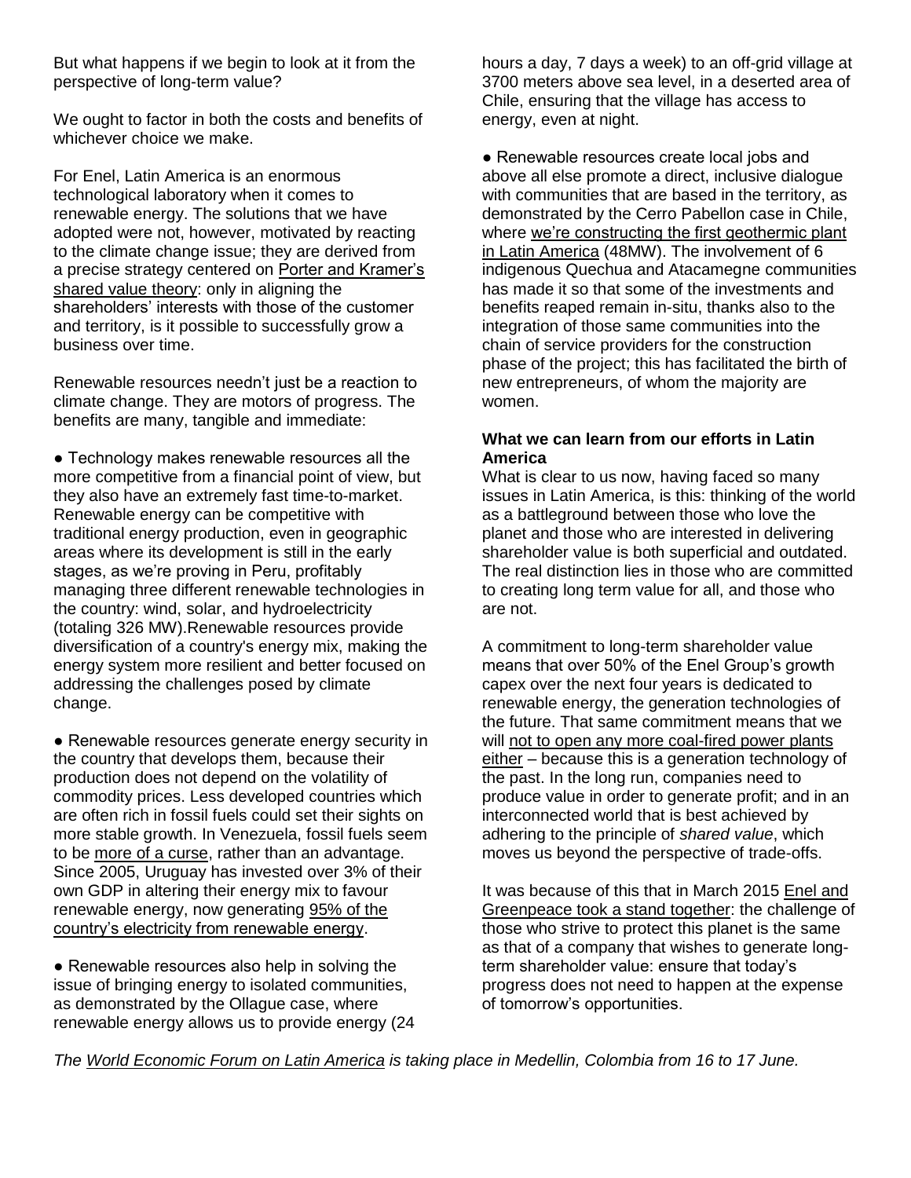But what happens if we begin to look at it from the perspective of long-term value?

We ought to factor in both the costs and benefits of whichever choice we make.

For Enel, Latin America is an enormous technological laboratory when it comes to renewable energy. The solutions that we have adopted were not, however, motivated by reacting to the climate change issue; they are derived from a precise strategy centered on Porter and Kramer's shared value theory: only in aligning the shareholders' interests with those of the customer and territory, is it possible to successfully grow a business over time.

Renewable resources needn't just be a reaction to climate change. They are motors of progress. The benefits are many, tangible and immediate:

● Technology makes renewable resources all the more competitive from a financial point of view, but they also have an extremely fast time-to-market. Renewable energy can be competitive with traditional energy production, even in geographic areas where its development is still in the early stages, as we're proving in Peru, profitably managing three different renewable technologies in the country: wind, solar, and hydroelectricity (totaling 326 MW).Renewable resources provide diversification of a country's energy mix, making the energy system more resilient and better focused on addressing the challenges posed by climate change.

● Renewable resources generate energy security in the country that develops them, because their production does not depend on the volatility of commodity prices. Less developed countries which are often rich in fossil fuels could set their sights on more stable growth. In Venezuela, fossil fuels seem to be more of a curse, rather than an advantage. Since 2005, Uruguay has invested over 3% of their own GDP in altering their energy mix to favour renewable energy, now generating 95% of the country's electricity from renewable energy.

● Renewable resources also help in solving the issue of bringing energy to isolated communities, as demonstrated by the Ollague case, where renewable energy allows us to provide energy (24 hours a day, 7 days a week) to an off-grid village at 3700 meters above sea level, in a deserted area of Chile, ensuring that the village has access to energy, even at night.

● Renewable resources create local jobs and above all else promote a direct, inclusive dialogue with communities that are based in the territory, as demonstrated by the Cerro Pabellon case in Chile, where we're constructing the first geothermic plant in Latin America (48MW). The involvement of 6 indigenous Quechua and Atacamegne communities has made it so that some of the investments and benefits reaped remain in-situ, thanks also to the integration of those same communities into the chain of service providers for the construction phase of the project; this has facilitated the birth of new entrepreneurs, of whom the majority are women.

**What we can learn from our efforts in Latin America**

What is clear to us now, having faced so many issues in Latin America, is this: thinking of the world as a battleground between those who love the planet and those who are interested in delivering shareholder value is both superficial and outdated. The real distinction lies in those who are committed to creating long term value for all, and those who are not.

A commitment to long-term shareholder value means that over 50% of the Enel Group's growth capex over the next four years is dedicated to renewable energy, the generation technologies of the future. That same commitment means that we will not to open any more coal-fired power plants either – because this is a generation technology of the past. In the long run, companies need to produce value in order to generate profit; and in an interconnected world that is best achieved by adhering to the principle of *shared value*, which moves us beyond the perspective of trade-offs.

It was because of this that in March 2015 Enel and Greenpeace took a stand together: the challenge of those who strive to protect this planet is the same as that of a company that wishes to generate long-term shareholder value: ensure that today's progress does not need to happen at the expense of tomorrow's opportunities.

*The World Economic Forum on Latin America is taking place in Medellin, Colombia from 16 to 17 June.*